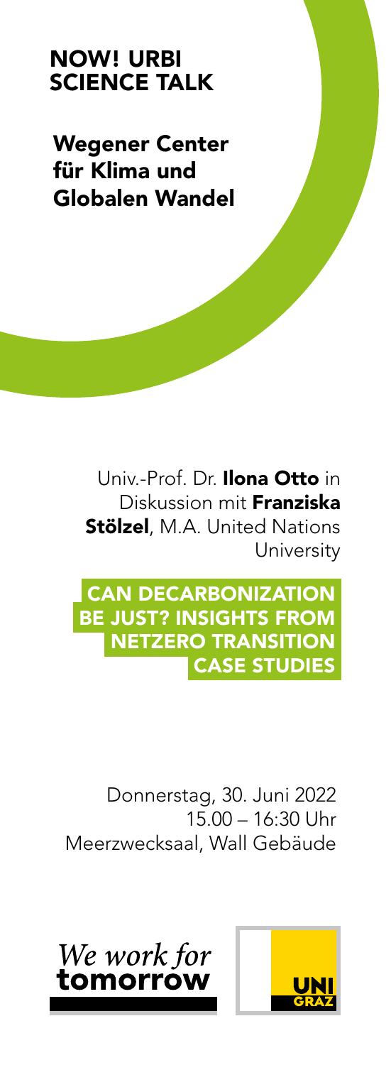# NOW! URBI SCIENCE TALK

## Wegener Center für Klima und Globalen Wandel

Univ.-Prof. Dr. **Ilona Otto** in Diskussion mit **Franziska Stölzel**, M.A. United Nations University

## CAN DECARBONIZATION BE JUST? INSIGHTS FROM NETZERO TRANSITION CASE STUDIES

Donnerstag, 30. Juni 2022
15.00 – 16:30 Uhr
Meerzwecksaal, Wall Gebäude

*We work for* **tomorrow**

UNI GRAZ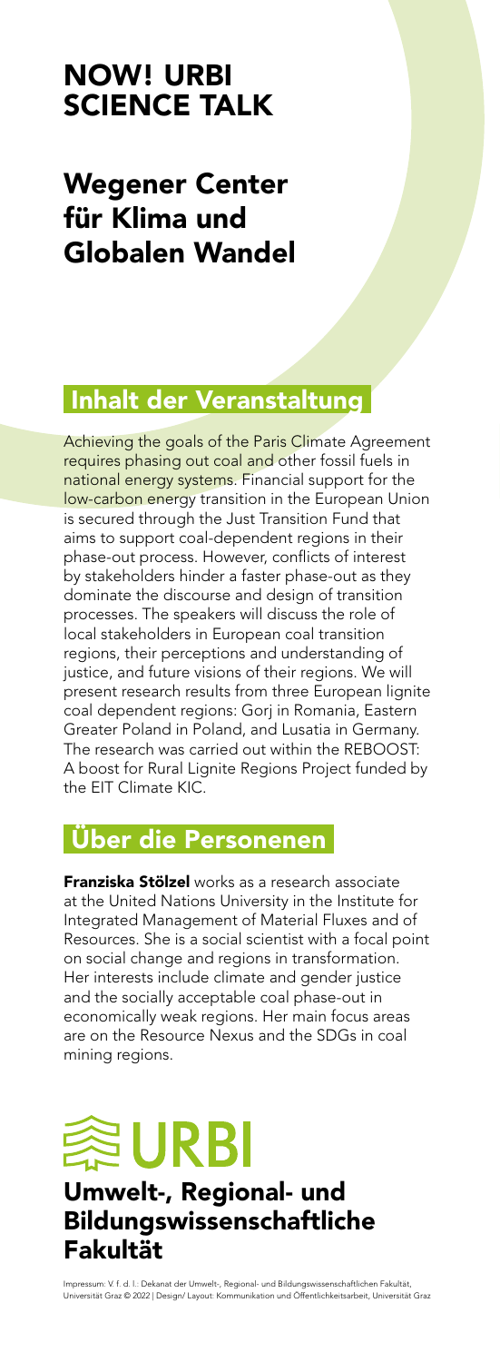# NOW! URBI SCIENCE TALK

## Wegener Center für Klima und Globalen Wandel

### Inhalt der Veranstaltung

Achieving the goals of the Paris Climate Agreement requires phasing out coal and other fossil fuels in national energy systems. Financial support for the low-carbon energy transition in the European Union is secured through the Just Transition Fund that aims to support coal-dependent regions in their phase-out process. However, conflicts of interest by stakeholders hinder a faster phase-out as they dominate the discourse and design of transition processes. The speakers will discuss the role of local stakeholders in European coal transition regions, their perceptions and understanding of justice, and future visions of their regions. We will present research results from three European lignite coal dependent regions: Gorj in Romania, Eastern Greater Poland in Poland, and Lusatia in Germany. The research was carried out within the REBOOST: A boost for Rural Lignite Regions Project funded by the EIT Climate KIC.

### Über die Personenen

**Franziska Stölzel** works as a research associate at the United Nations University in the Institute for Integrated Management of Material Fluxes and of Resources. She is a social scientist with a focal point on social change and regions in transformation. Her interests include climate and gender justice and the socially acceptable coal phase-out in economically weak regions. Her main focus areas are on the Resource Nexus and the SDGs in coal mining regions.

URBI

**Umwelt-, Regional- und Bildungswissenschaftliche Fakultät**

Impressum: V. f. d. I.: Dekanat der Umwelt-, Regional- und Bildungswissenschaftlichen Fakultät, Universität Graz © 2022 | Design/ Layout: Kommunikation und Öffentlichkeitsarbeit, Universität Graz